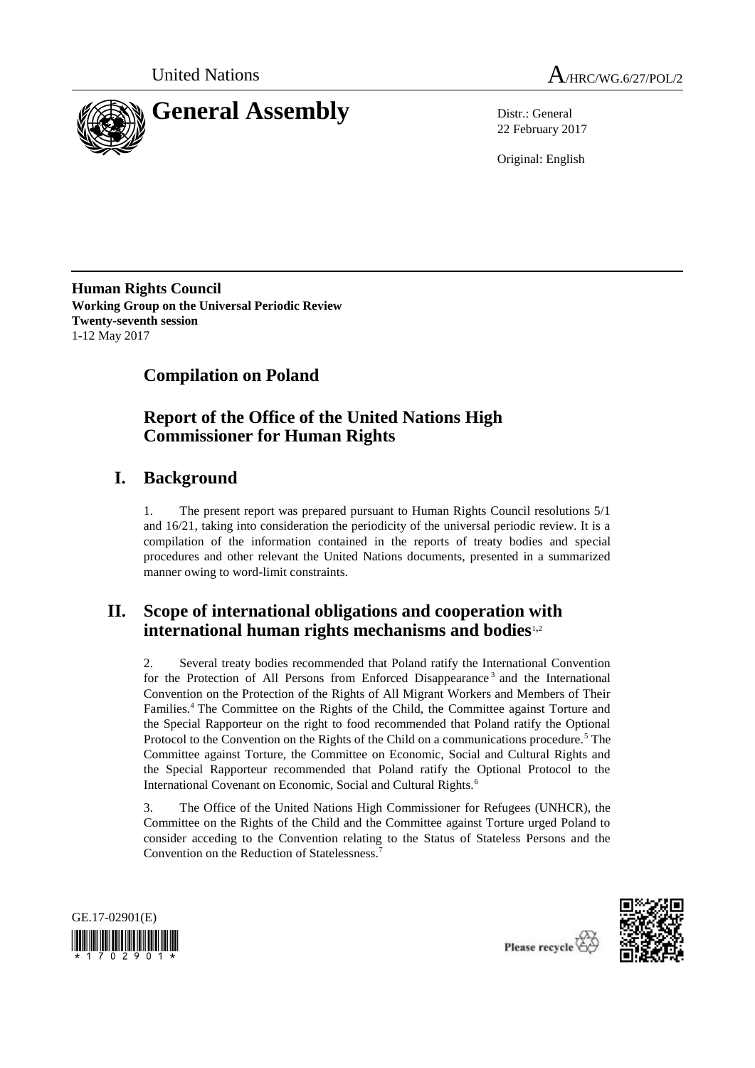United Nations A/HRC/WG.6/27/POL/2

# General Assembly

Distr.: General
22 February 2017

Original: English

**Human Rights Council**
**Working Group on the Universal Periodic Review**
**Twenty-seventh session**
1-12 May 2017

## Compilation on Poland

## Report of the Office of the United Nations High Commissioner for Human Rights

## I. Background

1. The present report was prepared pursuant to Human Rights Council resolutions 5/1 and 16/21, taking into consideration the periodicity of the universal periodic review. It is a compilation of the information contained in the reports of treaty bodies and special procedures and other relevant the United Nations documents, presented in a summarized manner owing to word-limit constraints.

## II. Scope of international obligations and cooperation with international human rights mechanisms and bodies[1,2]

2. Several treaty bodies recommended that Poland ratify the International Convention for the Protection of All Persons from Enforced Disappearance[3] and the International Convention on the Protection of the Rights of All Migrant Workers and Members of Their Families.[4] The Committee on the Rights of the Child, the Committee against Torture and the Special Rapporteur on the right to food recommended that Poland ratify the Optional Protocol to the Convention on the Rights of the Child on a communications procedure.[5] The Committee against Torture, the Committee on Economic, Social and Cultural Rights and the Special Rapporteur recommended that Poland ratify the Optional Protocol to the International Covenant on Economic, Social and Cultural Rights.[6]

3. The Office of the United Nations High Commissioner for Refugees (UNHCR), the Committee on the Rights of the Child and the Committee against Torture urged Poland to consider acceding to the Convention relating to the Status of Stateless Persons and the Convention on the Reduction of Statelessness.[7]

GE.17-02901(E)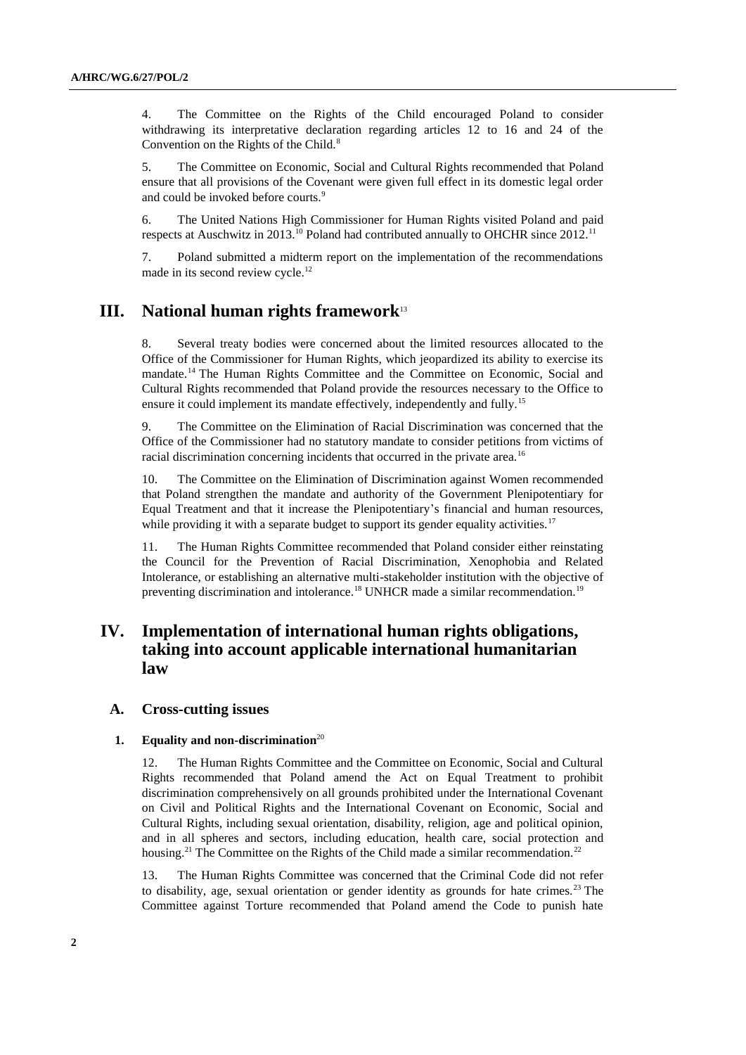4. The Committee on the Rights of the Child encouraged Poland to consider withdrawing its interpretative declaration regarding articles 12 to 16 and 24 of the Convention on the Rights of the Child.[8]

5. The Committee on Economic, Social and Cultural Rights recommended that Poland ensure that all provisions of the Covenant were given full effect in its domestic legal order and could be invoked before courts.[9]

6. The United Nations High Commissioner for Human Rights visited Poland and paid respects at Auschwitz in 2013.[10] Poland had contributed annually to OHCHR since 2012.[11]

7. Poland submitted a midterm report on the implementation of the recommendations made in its second review cycle.[12]

## III. National human rights framework[13]

8. Several treaty bodies were concerned about the limited resources allocated to the Office of the Commissioner for Human Rights, which jeopardized its ability to exercise its mandate.[14] The Human Rights Committee and the Committee on Economic, Social and Cultural Rights recommended that Poland provide the resources necessary to the Office to ensure it could implement its mandate effectively, independently and fully.[15]

9. The Committee on the Elimination of Racial Discrimination was concerned that the Office of the Commissioner had no statutory mandate to consider petitions from victims of racial discrimination concerning incidents that occurred in the private area.[16]

10. The Committee on the Elimination of Discrimination against Women recommended that Poland strengthen the mandate and authority of the Government Plenipotentiary for Equal Treatment and that it increase the Plenipotentiary's financial and human resources, while providing it with a separate budget to support its gender equality activities.[17]

11. The Human Rights Committee recommended that Poland consider either reinstating the Council for the Prevention of Racial Discrimination, Xenophobia and Related Intolerance, or establishing an alternative multi-stakeholder institution with the objective of preventing discrimination and intolerance.[18] UNHCR made a similar recommendation.[19]

## IV. Implementation of international human rights obligations, taking into account applicable international humanitarian law

### A. Cross-cutting issues

#### 1. Equality and non-discrimination[20]

12. The Human Rights Committee and the Committee on Economic, Social and Cultural Rights recommended that Poland amend the Act on Equal Treatment to prohibit discrimination comprehensively on all grounds prohibited under the International Covenant on Civil and Political Rights and the International Covenant on Economic, Social and Cultural Rights, including sexual orientation, disability, religion, age and political opinion, and in all spheres and sectors, including education, health care, social protection and housing.[21] The Committee on the Rights of the Child made a similar recommendation.[22]

13. The Human Rights Committee was concerned that the Criminal Code did not refer to disability, age, sexual orientation or gender identity as grounds for hate crimes.[23] The Committee against Torture recommended that Poland amend the Code to punish hate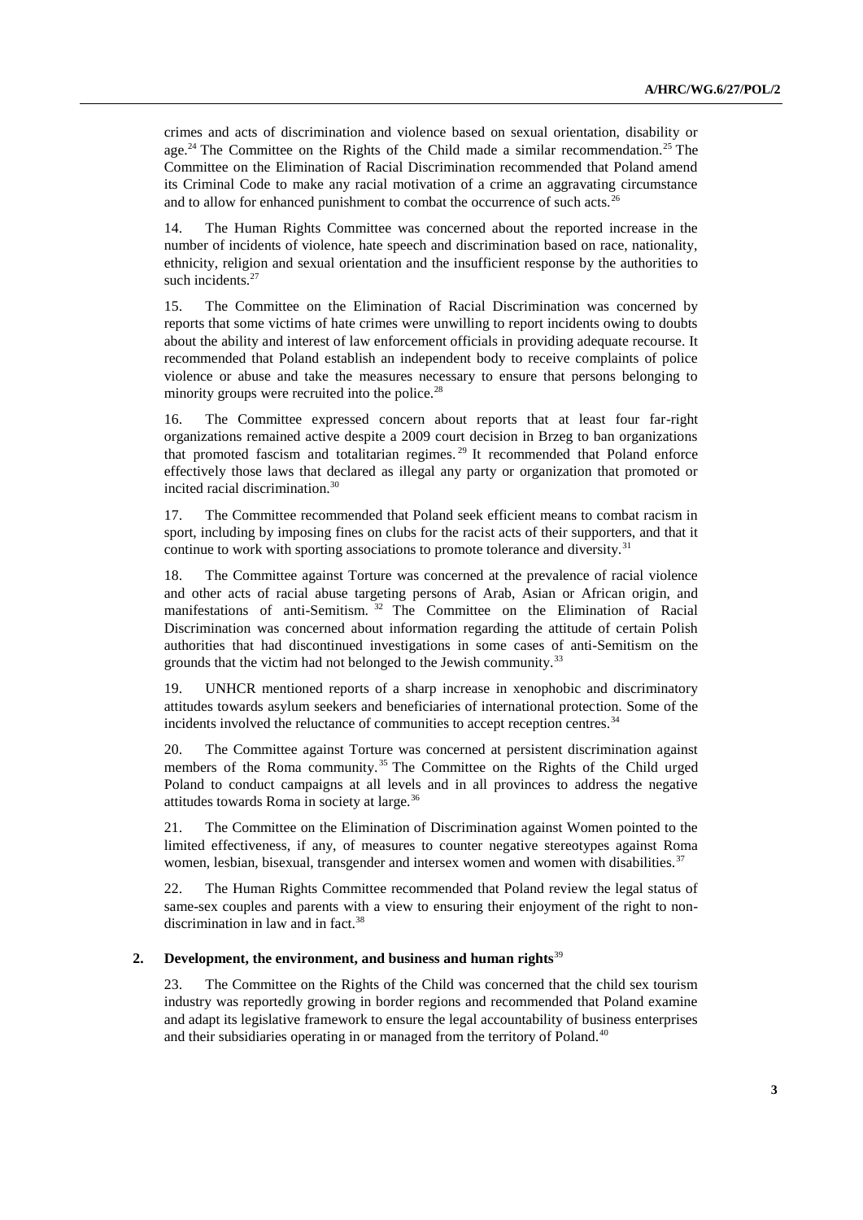crimes and acts of discrimination and violence based on sexual orientation, disability or age.[24] The Committee on the Rights of the Child made a similar recommendation.[25] The Committee on the Elimination of Racial Discrimination recommended that Poland amend its Criminal Code to make any racial motivation of a crime an aggravating circumstance and to allow for enhanced punishment to combat the occurrence of such acts.[26]

14. The Human Rights Committee was concerned about the reported increase in the number of incidents of violence, hate speech and discrimination based on race, nationality, ethnicity, religion and sexual orientation and the insufficient response by the authorities to such incidents.[27]

15. The Committee on the Elimination of Racial Discrimination was concerned by reports that some victims of hate crimes were unwilling to report incidents owing to doubts about the ability and interest of law enforcement officials in providing adequate recourse. It recommended that Poland establish an independent body to receive complaints of police violence or abuse and take the measures necessary to ensure that persons belonging to minority groups were recruited into the police.[28]

16. The Committee expressed concern about reports that at least four far-right organizations remained active despite a 2009 court decision in Brzeg to ban organizations that promoted fascism and totalitarian regimes.[29] It recommended that Poland enforce effectively those laws that declared as illegal any party or organization that promoted or incited racial discrimination.[30]

17. The Committee recommended that Poland seek efficient means to combat racism in sport, including by imposing fines on clubs for the racist acts of their supporters, and that it continue to work with sporting associations to promote tolerance and diversity.[31]

18. The Committee against Torture was concerned at the prevalence of racial violence and other acts of racial abuse targeting persons of Arab, Asian or African origin, and manifestations of anti-Semitism.[32] The Committee on the Elimination of Racial Discrimination was concerned about information regarding the attitude of certain Polish authorities that had discontinued investigations in some cases of anti-Semitism on the grounds that the victim had not belonged to the Jewish community.[33]

19. UNHCR mentioned reports of a sharp increase in xenophobic and discriminatory attitudes towards asylum seekers and beneficiaries of international protection. Some of the incidents involved the reluctance of communities to accept reception centres.[34]

20. The Committee against Torture was concerned at persistent discrimination against members of the Roma community.[35] The Committee on the Rights of the Child urged Poland to conduct campaigns at all levels and in all provinces to address the negative attitudes towards Roma in society at large.[36]

21. The Committee on the Elimination of Discrimination against Women pointed to the limited effectiveness, if any, of measures to counter negative stereotypes against Roma women, lesbian, bisexual, transgender and intersex women and women with disabilities.[37]

22. The Human Rights Committee recommended that Poland review the legal status of same-sex couples and parents with a view to ensuring their enjoyment of the right to non-discrimination in law and in fact.[38]

### 2. Development, the environment, and business and human rights[39]

23. The Committee on the Rights of the Child was concerned that the child sex tourism industry was reportedly growing in border regions and recommended that Poland examine and adapt its legislative framework to ensure the legal accountability of business enterprises and their subsidiaries operating in or managed from the territory of Poland.[40]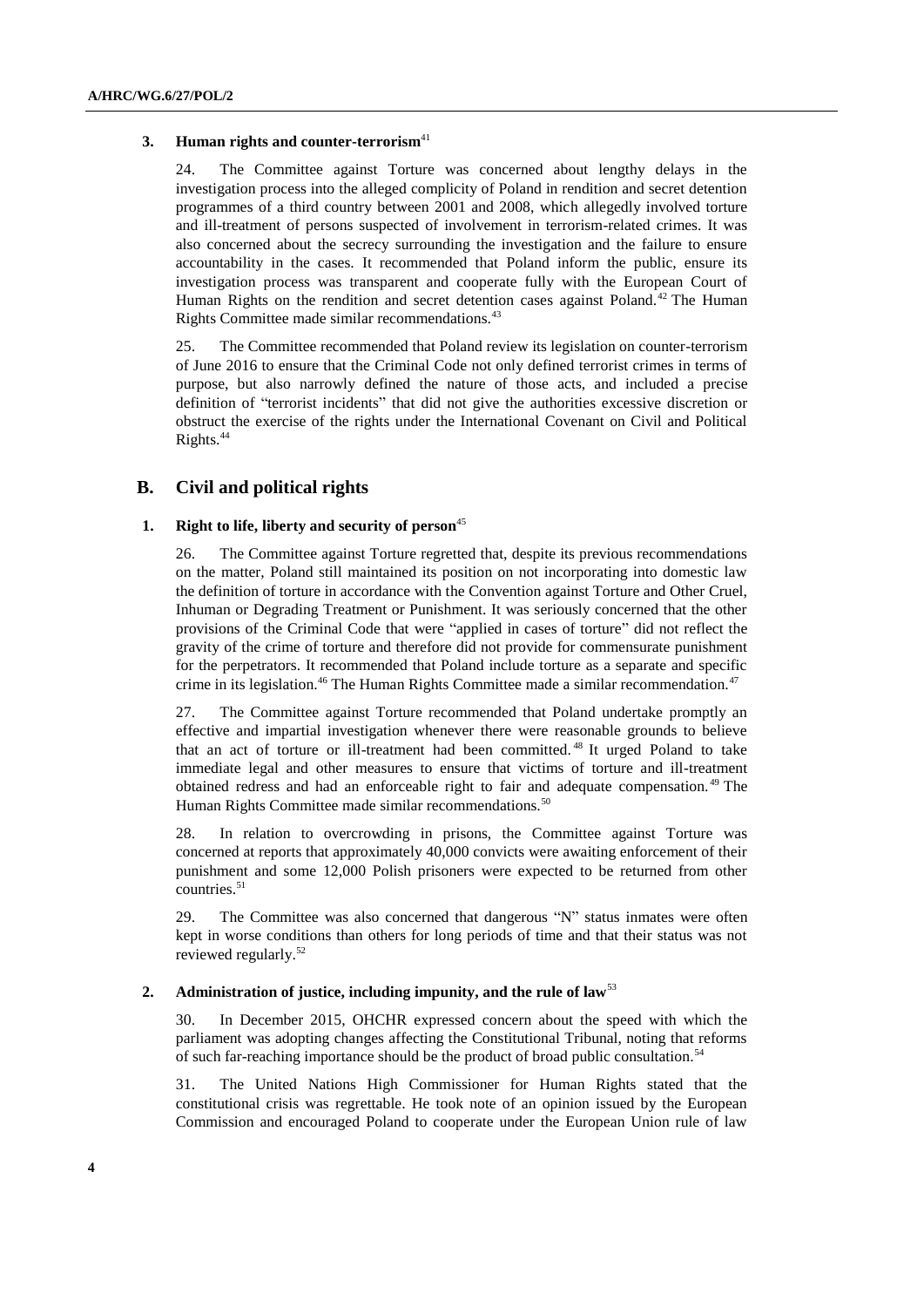### 3. Human rights and counter-terrorism[41]

24. The Committee against Torture was concerned about lengthy delays in the investigation process into the alleged complicity of Poland in rendition and secret detention programmes of a third country between 2001 and 2008, which allegedly involved torture and ill-treatment of persons suspected of involvement in terrorism-related crimes. It was also concerned about the secrecy surrounding the investigation and the failure to ensure accountability in the cases. It recommended that Poland inform the public, ensure its investigation process was transparent and cooperate fully with the European Court of Human Rights on the rendition and secret detention cases against Poland.[42] The Human Rights Committee made similar recommendations.[43]

25. The Committee recommended that Poland review its legislation on counter-terrorism of June 2016 to ensure that the Criminal Code not only defined terrorist crimes in terms of purpose, but also narrowly defined the nature of those acts, and included a precise definition of "terrorist incidents" that did not give the authorities excessive discretion or obstruct the exercise of the rights under the International Covenant on Civil and Political Rights.[44]

## B. Civil and political rights

### 1. Right to life, liberty and security of person[45]

26. The Committee against Torture regretted that, despite its previous recommendations on the matter, Poland still maintained its position on not incorporating into domestic law the definition of torture in accordance with the Convention against Torture and Other Cruel, Inhuman or Degrading Treatment or Punishment. It was seriously concerned that the other provisions of the Criminal Code that were "applied in cases of torture" did not reflect the gravity of the crime of torture and therefore did not provide for commensurate punishment for the perpetrators. It recommended that Poland include torture as a separate and specific crime in its legislation.[46] The Human Rights Committee made a similar recommendation.[47]

27. The Committee against Torture recommended that Poland undertake promptly an effective and impartial investigation whenever there were reasonable grounds to believe that an act of torture or ill-treatment had been committed.[48] It urged Poland to take immediate legal and other measures to ensure that victims of torture and ill-treatment obtained redress and had an enforceable right to fair and adequate compensation.[49] The Human Rights Committee made similar recommendations.[50]

28. In relation to overcrowding in prisons, the Committee against Torture was concerned at reports that approximately 40,000 convicts were awaiting enforcement of their punishment and some 12,000 Polish prisoners were expected to be returned from other countries.[51]

29. The Committee was also concerned that dangerous "N" status inmates were often kept in worse conditions than others for long periods of time and that their status was not reviewed regularly.[52]

### 2. Administration of justice, including impunity, and the rule of law[53]

30. In December 2015, OHCHR expressed concern about the speed with which the parliament was adopting changes affecting the Constitutional Tribunal, noting that reforms of such far-reaching importance should be the product of broad public consultation.[54]

31. The United Nations High Commissioner for Human Rights stated that the constitutional crisis was regrettable. He took note of an opinion issued by the European Commission and encouraged Poland to cooperate under the European Union rule of law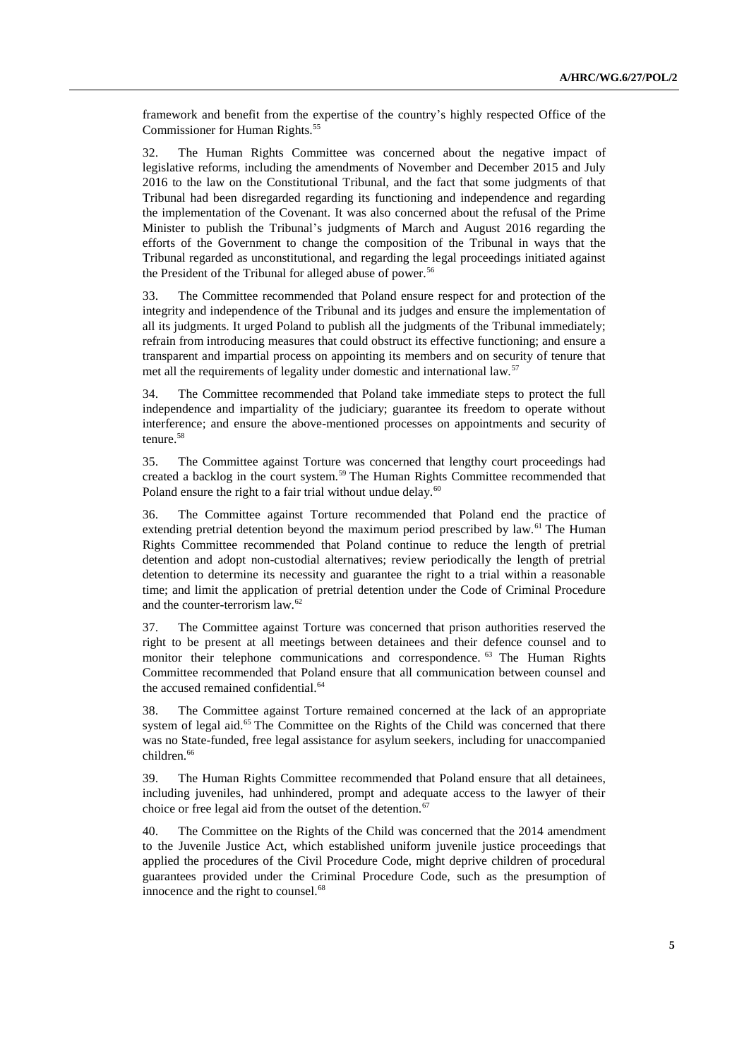framework and benefit from the expertise of the country's highly respected Office of the Commissioner for Human Rights.[55]

32. The Human Rights Committee was concerned about the negative impact of legislative reforms, including the amendments of November and December 2015 and July 2016 to the law on the Constitutional Tribunal, and the fact that some judgments of that Tribunal had been disregarded regarding its functioning and independence and regarding the implementation of the Covenant. It was also concerned about the refusal of the Prime Minister to publish the Tribunal's judgments of March and August 2016 regarding the efforts of the Government to change the composition of the Tribunal in ways that the Tribunal regarded as unconstitutional, and regarding the legal proceedings initiated against the President of the Tribunal for alleged abuse of power.[56]

33. The Committee recommended that Poland ensure respect for and protection of the integrity and independence of the Tribunal and its judges and ensure the implementation of all its judgments. It urged Poland to publish all the judgments of the Tribunal immediately; refrain from introducing measures that could obstruct its effective functioning; and ensure a transparent and impartial process on appointing its members and on security of tenure that met all the requirements of legality under domestic and international law.[57]

34. The Committee recommended that Poland take immediate steps to protect the full independence and impartiality of the judiciary; guarantee its freedom to operate without interference; and ensure the above-mentioned processes on appointments and security of tenure.[58]

35. The Committee against Torture was concerned that lengthy court proceedings had created a backlog in the court system.[59] The Human Rights Committee recommended that Poland ensure the right to a fair trial without undue delay.[60]

36. The Committee against Torture recommended that Poland end the practice of extending pretrial detention beyond the maximum period prescribed by law.[61] The Human Rights Committee recommended that Poland continue to reduce the length of pretrial detention and adopt non-custodial alternatives; review periodically the length of pretrial detention to determine its necessity and guarantee the right to a trial within a reasonable time; and limit the application of pretrial detention under the Code of Criminal Procedure and the counter-terrorism law.[62]

37. The Committee against Torture was concerned that prison authorities reserved the right to be present at all meetings between detainees and their defence counsel and to monitor their telephone communications and correspondence.[63] The Human Rights Committee recommended that Poland ensure that all communication between counsel and the accused remained confidential.[64]

38. The Committee against Torture remained concerned at the lack of an appropriate system of legal aid.[65] The Committee on the Rights of the Child was concerned that there was no State-funded, free legal assistance for asylum seekers, including for unaccompanied children.[66]

39. The Human Rights Committee recommended that Poland ensure that all detainees, including juveniles, had unhindered, prompt and adequate access to the lawyer of their choice or free legal aid from the outset of the detention.[67]

40. The Committee on the Rights of the Child was concerned that the 2014 amendment to the Juvenile Justice Act, which established uniform juvenile justice proceedings that applied the procedures of the Civil Procedure Code, might deprive children of procedural guarantees provided under the Criminal Procedure Code, such as the presumption of innocence and the right to counsel.[68]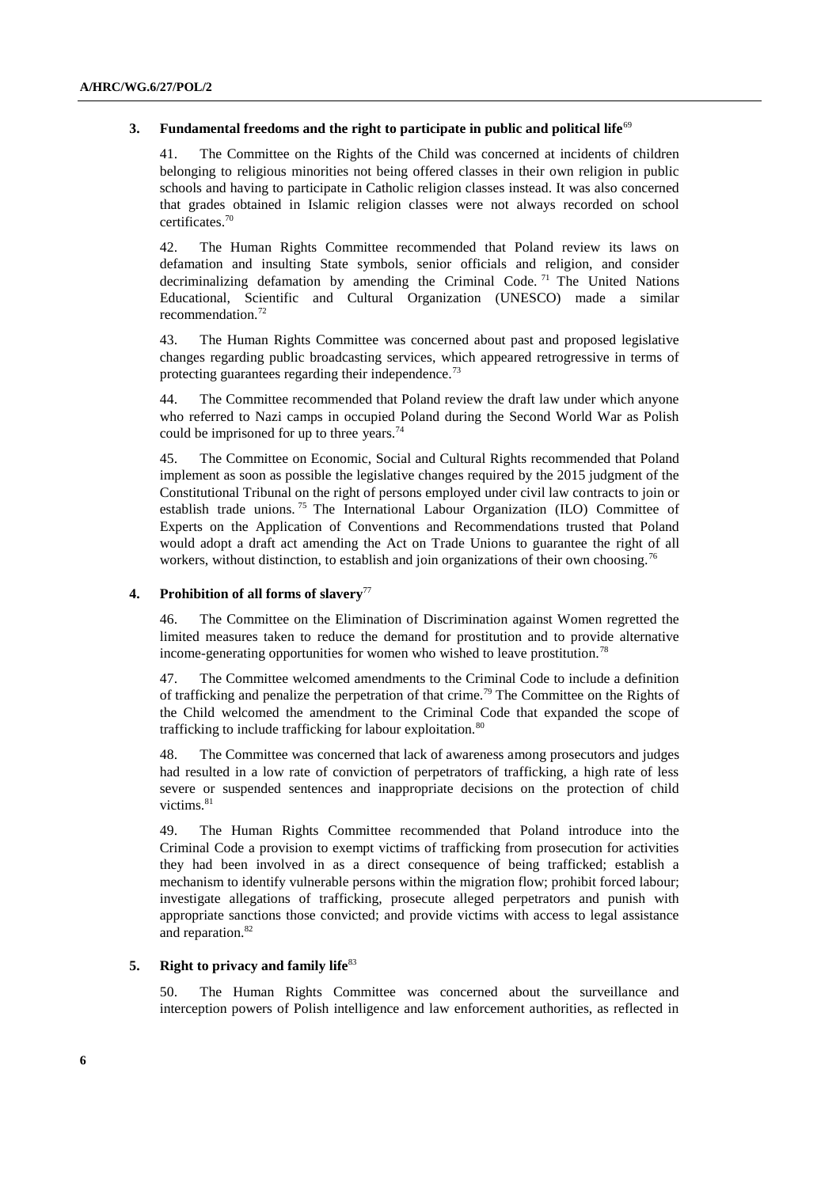### 3. Fundamental freedoms and the right to participate in public and political life[69]

41. The Committee on the Rights of the Child was concerned at incidents of children belonging to religious minorities not being offered classes in their own religion in public schools and having to participate in Catholic religion classes instead. It was also concerned that grades obtained in Islamic religion classes were not always recorded on school certificates.[70]

42. The Human Rights Committee recommended that Poland review its laws on defamation and insulting State symbols, senior officials and religion, and consider decriminalizing defamation by amending the Criminal Code.[71] The United Nations Educational, Scientific and Cultural Organization (UNESCO) made a similar recommendation.[72]

43. The Human Rights Committee was concerned about past and proposed legislative changes regarding public broadcasting services, which appeared retrogressive in terms of protecting guarantees regarding their independence.[73]

44. The Committee recommended that Poland review the draft law under which anyone who referred to Nazi camps in occupied Poland during the Second World War as Polish could be imprisoned for up to three years.[74]

45. The Committee on Economic, Social and Cultural Rights recommended that Poland implement as soon as possible the legislative changes required by the 2015 judgment of the Constitutional Tribunal on the right of persons employed under civil law contracts to join or establish trade unions.[75] The International Labour Organization (ILO) Committee of Experts on the Application of Conventions and Recommendations trusted that Poland would adopt a draft act amending the Act on Trade Unions to guarantee the right of all workers, without distinction, to establish and join organizations of their own choosing.[76]

### 4. Prohibition of all forms of slavery[77]

46. The Committee on the Elimination of Discrimination against Women regretted the limited measures taken to reduce the demand for prostitution and to provide alternative income-generating opportunities for women who wished to leave prostitution.[78]

47. The Committee welcomed amendments to the Criminal Code to include a definition of trafficking and penalize the perpetration of that crime.[79] The Committee on the Rights of the Child welcomed the amendment to the Criminal Code that expanded the scope of trafficking to include trafficking for labour exploitation.[80]

48. The Committee was concerned that lack of awareness among prosecutors and judges had resulted in a low rate of conviction of perpetrators of trafficking, a high rate of less severe or suspended sentences and inappropriate decisions on the protection of child victims.[81]

49. The Human Rights Committee recommended that Poland introduce into the Criminal Code a provision to exempt victims of trafficking from prosecution for activities they had been involved in as a direct consequence of being trafficked; establish a mechanism to identify vulnerable persons within the migration flow; prohibit forced labour; investigate allegations of trafficking, prosecute alleged perpetrators and punish with appropriate sanctions those convicted; and provide victims with access to legal assistance and reparation.[82]

### 5. Right to privacy and family life[83]

50. The Human Rights Committee was concerned about the surveillance and interception powers of Polish intelligence and law enforcement authorities, as reflected in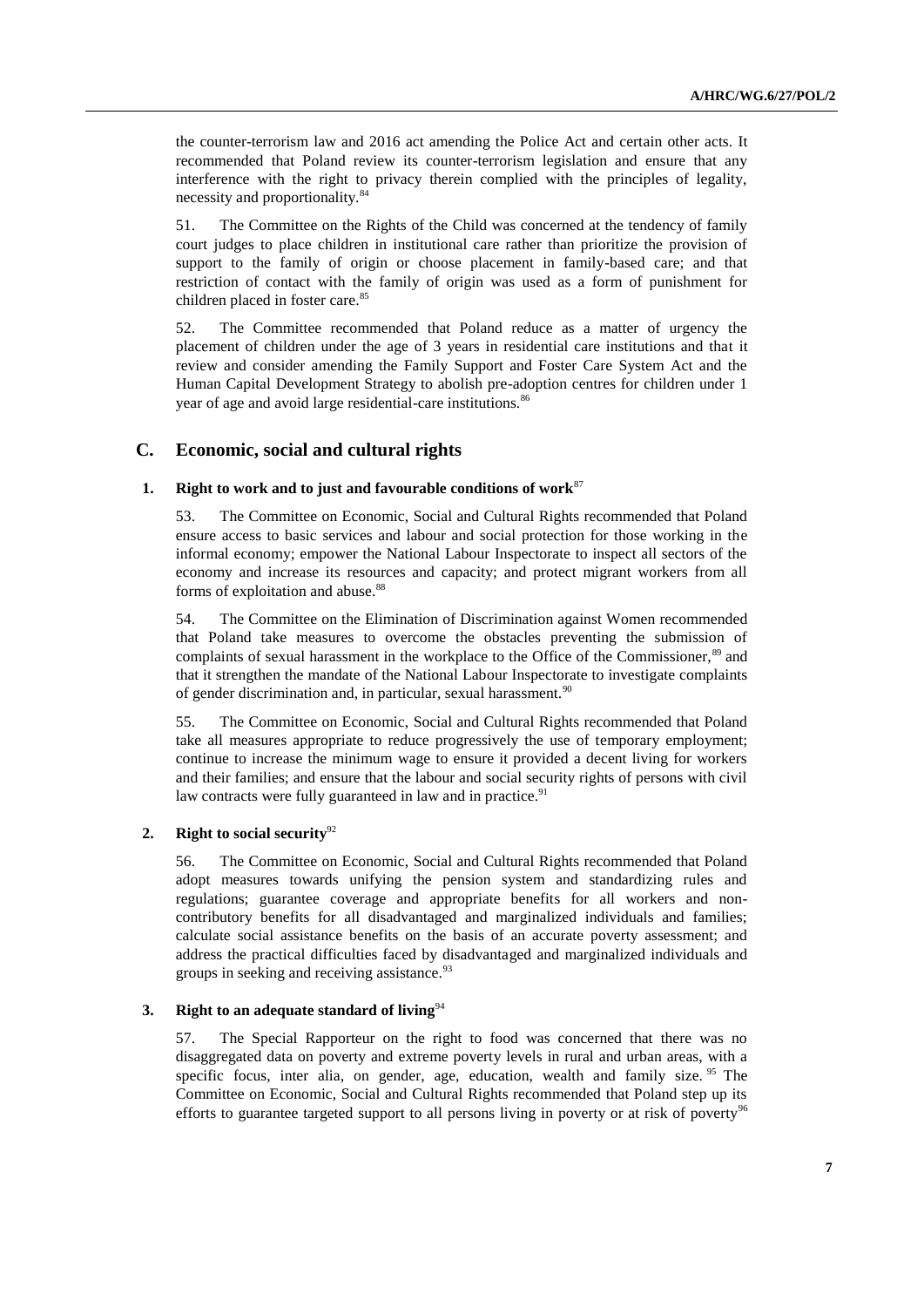the counter-terrorism law and 2016 act amending the Police Act and certain other acts. It recommended that Poland review its counter-terrorism legislation and ensure that any interference with the right to privacy therein complied with the principles of legality, necessity and proportionality.[84]

51. The Committee on the Rights of the Child was concerned at the tendency of family court judges to place children in institutional care rather than prioritize the provision of support to the family of origin or choose placement in family-based care; and that restriction of contact with the family of origin was used as a form of punishment for children placed in foster care.[85]

52. The Committee recommended that Poland reduce as a matter of urgency the placement of children under the age of 3 years in residential care institutions and that it review and consider amending the Family Support and Foster Care System Act and the Human Capital Development Strategy to abolish pre-adoption centres for children under 1 year of age and avoid large residential-care institutions.[86]

## C. Economic, social and cultural rights

### 1. Right to work and to just and favourable conditions of work[87]

53. The Committee on Economic, Social and Cultural Rights recommended that Poland ensure access to basic services and labour and social protection for those working in the informal economy; empower the National Labour Inspectorate to inspect all sectors of the economy and increase its resources and capacity; and protect migrant workers from all forms of exploitation and abuse.[88]

54. The Committee on the Elimination of Discrimination against Women recommended that Poland take measures to overcome the obstacles preventing the submission of complaints of sexual harassment in the workplace to the Office of the Commissioner,[89] and that it strengthen the mandate of the National Labour Inspectorate to investigate complaints of gender discrimination and, in particular, sexual harassment.[90]

55. The Committee on Economic, Social and Cultural Rights recommended that Poland take all measures appropriate to reduce progressively the use of temporary employment; continue to increase the minimum wage to ensure it provided a decent living for workers and their families; and ensure that the labour and social security rights of persons with civil law contracts were fully guaranteed in law and in practice.[91]

### 2. Right to social security[92]

56. The Committee on Economic, Social and Cultural Rights recommended that Poland adopt measures towards unifying the pension system and standardizing rules and regulations; guarantee coverage and appropriate benefits for all workers and non-contributory benefits for all disadvantaged and marginalized individuals and families; calculate social assistance benefits on the basis of an accurate poverty assessment; and address the practical difficulties faced by disadvantaged and marginalized individuals and groups in seeking and receiving assistance.[93]

### 3. Right to an adequate standard of living[94]

57. The Special Rapporteur on the right to food was concerned that there was no disaggregated data on poverty and extreme poverty levels in rural and urban areas, with a specific focus, inter alia, on gender, age, education, wealth and family size.[95] The Committee on Economic, Social and Cultural Rights recommended that Poland step up its efforts to guarantee targeted support to all persons living in poverty or at risk of poverty[96]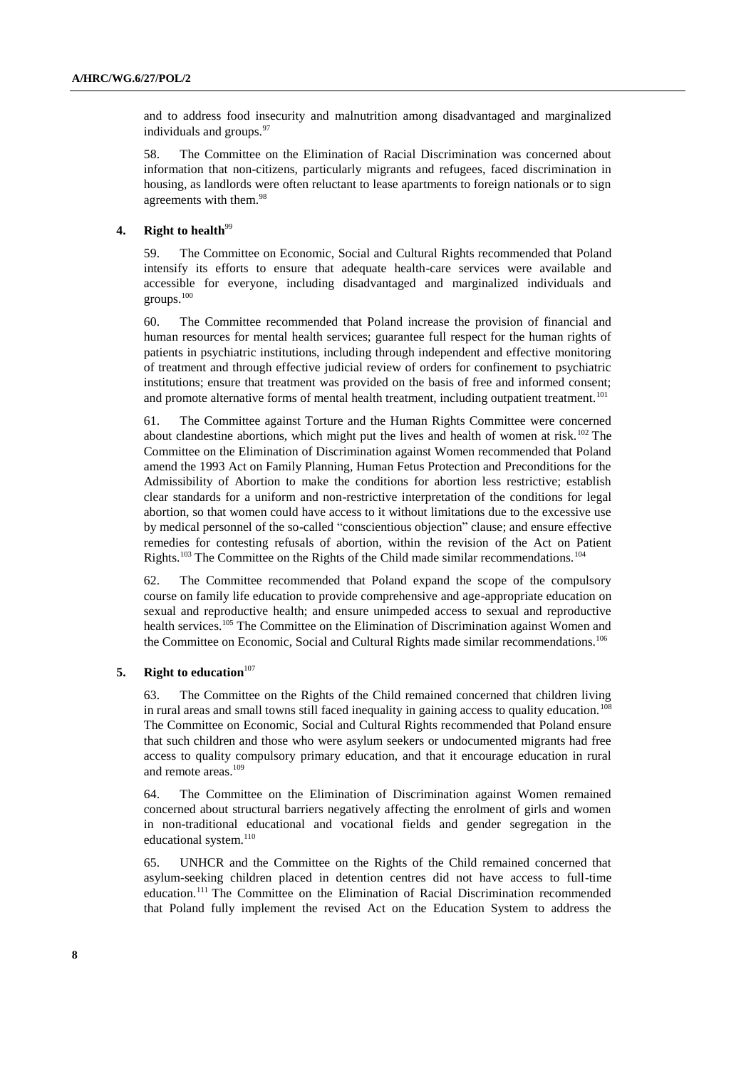and to address food insecurity and malnutrition among disadvantaged and marginalized individuals and groups.[97]

58. The Committee on the Elimination of Racial Discrimination was concerned about information that non-citizens, particularly migrants and refugees, faced discrimination in housing, as landlords were often reluctant to lease apartments to foreign nationals or to sign agreements with them.[98]

### 4. Right to health[99]

59. The Committee on Economic, Social and Cultural Rights recommended that Poland intensify its efforts to ensure that adequate health-care services were available and accessible for everyone, including disadvantaged and marginalized individuals and groups.[100]

60. The Committee recommended that Poland increase the provision of financial and human resources for mental health services; guarantee full respect for the human rights of patients in psychiatric institutions, including through independent and effective monitoring of treatment and through effective judicial review of orders for confinement to psychiatric institutions; ensure that treatment was provided on the basis of free and informed consent; and promote alternative forms of mental health treatment, including outpatient treatment.[101]

61. The Committee against Torture and the Human Rights Committee were concerned about clandestine abortions, which might put the lives and health of women at risk.[102] The Committee on the Elimination of Discrimination against Women recommended that Poland amend the 1993 Act on Family Planning, Human Fetus Protection and Preconditions for the Admissibility of Abortion to make the conditions for abortion less restrictive; establish clear standards for a uniform and non-restrictive interpretation of the conditions for legal abortion, so that women could have access to it without limitations due to the excessive use by medical personnel of the so-called "conscientious objection" clause; and ensure effective remedies for contesting refusals of abortion, within the revision of the Act on Patient Rights.[103] The Committee on the Rights of the Child made similar recommendations.[104]

62. The Committee recommended that Poland expand the scope of the compulsory course on family life education to provide comprehensive and age-appropriate education on sexual and reproductive health; and ensure unimpeded access to sexual and reproductive health services.[105] The Committee on the Elimination of Discrimination against Women and the Committee on Economic, Social and Cultural Rights made similar recommendations.[106]

### 5. Right to education[107]

63. The Committee on the Rights of the Child remained concerned that children living in rural areas and small towns still faced inequality in gaining access to quality education.[108] The Committee on Economic, Social and Cultural Rights recommended that Poland ensure that such children and those who were asylum seekers or undocumented migrants had free access to quality compulsory primary education, and that it encourage education in rural and remote areas.[109]

64. The Committee on the Elimination of Discrimination against Women remained concerned about structural barriers negatively affecting the enrolment of girls and women in non-traditional educational and vocational fields and gender segregation in the educational system.[110]

65. UNHCR and the Committee on the Rights of the Child remained concerned that asylum-seeking children placed in detention centres did not have access to full-time education.[111] The Committee on the Elimination of Racial Discrimination recommended that Poland fully implement the revised Act on the Education System to address the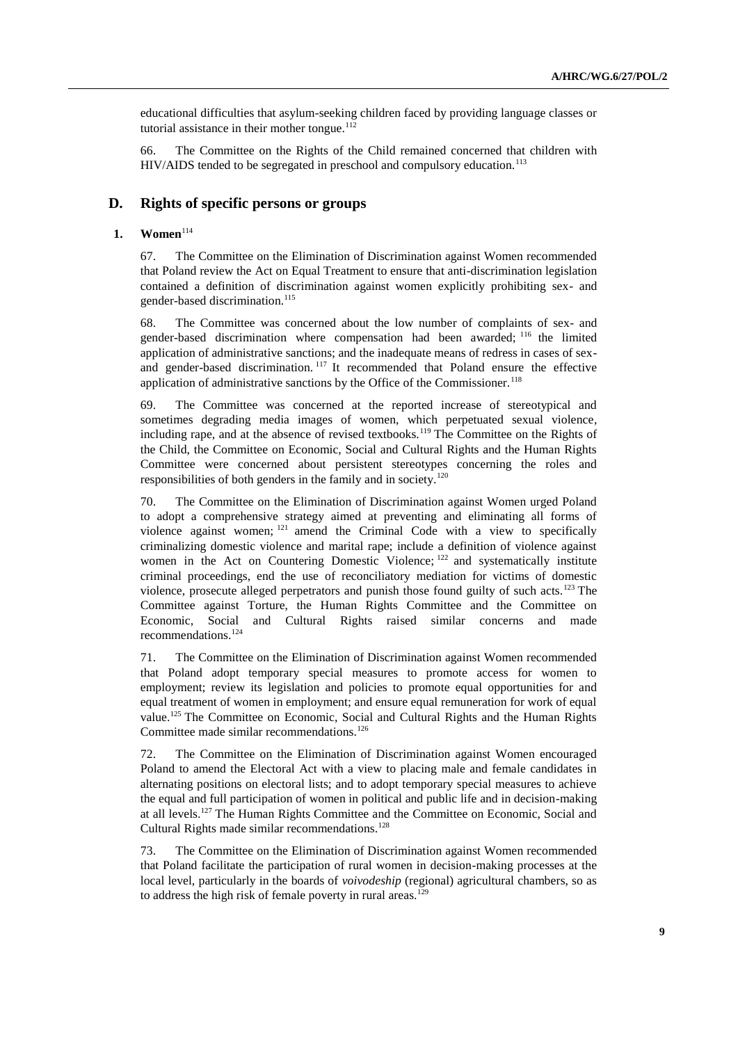educational difficulties that asylum-seeking children faced by providing language classes or tutorial assistance in their mother tongue.[112]

66. The Committee on the Rights of the Child remained concerned that children with HIV/AIDS tended to be segregated in preschool and compulsory education.[113]

## D. Rights of specific persons or groups

### 1. Women[114]

67. The Committee on the Elimination of Discrimination against Women recommended that Poland review the Act on Equal Treatment to ensure that anti-discrimination legislation contained a definition of discrimination against women explicitly prohibiting sex- and gender-based discrimination.[115]

68. The Committee was concerned about the low number of complaints of sex- and gender-based discrimination where compensation had been awarded;[116] the limited application of administrative sanctions; and the inadequate means of redress in cases of sex- and gender-based discrimination.[117] It recommended that Poland ensure the effective application of administrative sanctions by the Office of the Commissioner.[118]

69. The Committee was concerned at the reported increase of stereotypical and sometimes degrading media images of women, which perpetuated sexual violence, including rape, and at the absence of revised textbooks.[119] The Committee on the Rights of the Child, the Committee on Economic, Social and Cultural Rights and the Human Rights Committee were concerned about persistent stereotypes concerning the roles and responsibilities of both genders in the family and in society.[120]

70. The Committee on the Elimination of Discrimination against Women urged Poland to adopt a comprehensive strategy aimed at preventing and eliminating all forms of violence against women;[121] amend the Criminal Code with a view to specifically criminalizing domestic violence and marital rape; include a definition of violence against women in the Act on Countering Domestic Violence;[122] and systematically institute criminal proceedings, end the use of reconciliatory mediation for victims of domestic violence, prosecute alleged perpetrators and punish those found guilty of such acts.[123] The Committee against Torture, the Human Rights Committee and the Committee on Economic, Social and Cultural Rights raised similar concerns and made recommendations.[124]

71. The Committee on the Elimination of Discrimination against Women recommended that Poland adopt temporary special measures to promote access for women to employment; review its legislation and policies to promote equal opportunities for and equal treatment of women in employment; and ensure equal remuneration for work of equal value.[125] The Committee on Economic, Social and Cultural Rights and the Human Rights Committee made similar recommendations.[126]

72. The Committee on the Elimination of Discrimination against Women encouraged Poland to amend the Electoral Act with a view to placing male and female candidates in alternating positions on electoral lists; and to adopt temporary special measures to achieve the equal and full participation of women in political and public life and in decision-making at all levels.[127] The Human Rights Committee and the Committee on Economic, Social and Cultural Rights made similar recommendations.[128]

73. The Committee on the Elimination of Discrimination against Women recommended that Poland facilitate the participation of rural women in decision-making processes at the local level, particularly in the boards of *voivodeship* (regional) agricultural chambers, so as to address the high risk of female poverty in rural areas.[129]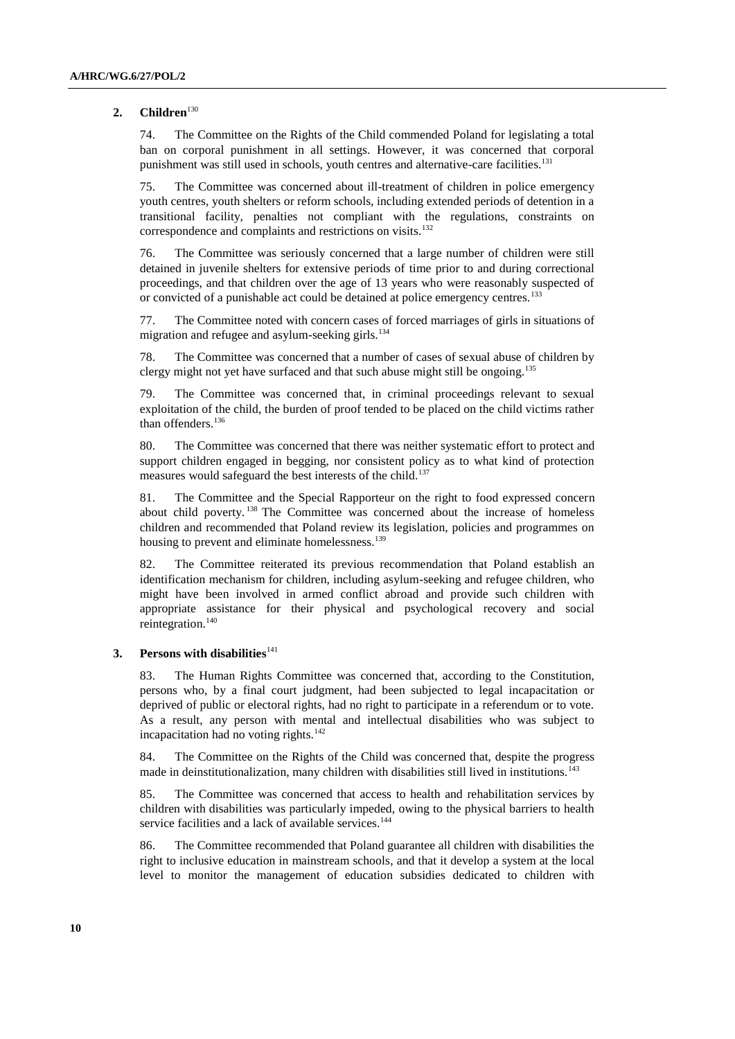### 2. Children[130]

74. The Committee on the Rights of the Child commended Poland for legislating a total ban on corporal punishment in all settings. However, it was concerned that corporal punishment was still used in schools, youth centres and alternative-care facilities.[131]

75. The Committee was concerned about ill-treatment of children in police emergency youth centres, youth shelters or reform schools, including extended periods of detention in a transitional facility, penalties not compliant with the regulations, constraints on correspondence and complaints and restrictions on visits.[132]

76. The Committee was seriously concerned that a large number of children were still detained in juvenile shelters for extensive periods of time prior to and during correctional proceedings, and that children over the age of 13 years who were reasonably suspected of or convicted of a punishable act could be detained at police emergency centres.[133]

77. The Committee noted with concern cases of forced marriages of girls in situations of migration and refugee and asylum-seeking girls.[134]

78. The Committee was concerned that a number of cases of sexual abuse of children by clergy might not yet have surfaced and that such abuse might still be ongoing.[135]

79. The Committee was concerned that, in criminal proceedings relevant to sexual exploitation of the child, the burden of proof tended to be placed on the child victims rather than offenders.[136]

80. The Committee was concerned that there was neither systematic effort to protect and support children engaged in begging, nor consistent policy as to what kind of protection measures would safeguard the best interests of the child.[137]

81. The Committee and the Special Rapporteur on the right to food expressed concern about child poverty.[138] The Committee was concerned about the increase of homeless children and recommended that Poland review its legislation, policies and programmes on housing to prevent and eliminate homelessness.[139]

82. The Committee reiterated its previous recommendation that Poland establish an identification mechanism for children, including asylum-seeking and refugee children, who might have been involved in armed conflict abroad and provide such children with appropriate assistance for their physical and psychological recovery and social reintegration.[140]

### 3. Persons with disabilities[141]

83. The Human Rights Committee was concerned that, according to the Constitution, persons who, by a final court judgment, had been subjected to legal incapacitation or deprived of public or electoral rights, had no right to participate in a referendum or to vote. As a result, any person with mental and intellectual disabilities who was subject to incapacitation had no voting rights.[142]

84. The Committee on the Rights of the Child was concerned that, despite the progress made in deinstitutionalization, many children with disabilities still lived in institutions.[143]

85. The Committee was concerned that access to health and rehabilitation services by children with disabilities was particularly impeded, owing to the physical barriers to health service facilities and a lack of available services.[144]

86. The Committee recommended that Poland guarantee all children with disabilities the right to inclusive education in mainstream schools, and that it develop a system at the local level to monitor the management of education subsidies dedicated to children with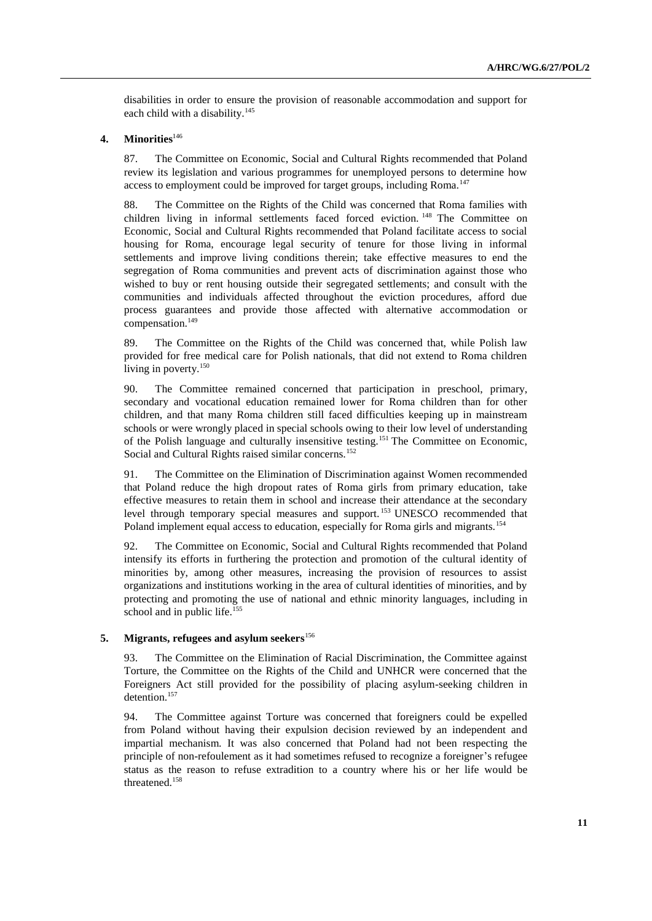disabilities in order to ensure the provision of reasonable accommodation and support for each child with a disability.[145]

### 4. Minorities[146]

87. The Committee on Economic, Social and Cultural Rights recommended that Poland review its legislation and various programmes for unemployed persons to determine how access to employment could be improved for target groups, including Roma.[147]

88. The Committee on the Rights of the Child was concerned that Roma families with children living in informal settlements faced forced eviction.[148] The Committee on Economic, Social and Cultural Rights recommended that Poland facilitate access to social housing for Roma, encourage legal security of tenure for those living in informal settlements and improve living conditions therein; take effective measures to end the segregation of Roma communities and prevent acts of discrimination against those who wished to buy or rent housing outside their segregated settlements; and consult with the communities and individuals affected throughout the eviction procedures, afford due process guarantees and provide those affected with alternative accommodation or compensation.[149]

89. The Committee on the Rights of the Child was concerned that, while Polish law provided for free medical care for Polish nationals, that did not extend to Roma children living in poverty.[150]

90. The Committee remained concerned that participation in preschool, primary, secondary and vocational education remained lower for Roma children than for other children, and that many Roma children still faced difficulties keeping up in mainstream schools or were wrongly placed in special schools owing to their low level of understanding of the Polish language and culturally insensitive testing.[151] The Committee on Economic, Social and Cultural Rights raised similar concerns.[152]

91. The Committee on the Elimination of Discrimination against Women recommended that Poland reduce the high dropout rates of Roma girls from primary education, take effective measures to retain them in school and increase their attendance at the secondary level through temporary special measures and support.[153] UNESCO recommended that Poland implement equal access to education, especially for Roma girls and migrants.[154]

92. The Committee on Economic, Social and Cultural Rights recommended that Poland intensify its efforts in furthering the protection and promotion of the cultural identity of minorities by, among other measures, increasing the provision of resources to assist organizations and institutions working in the area of cultural identities of minorities, and by protecting and promoting the use of national and ethnic minority languages, including in school and in public life.[155]

### 5. Migrants, refugees and asylum seekers[156]

93. The Committee on the Elimination of Racial Discrimination, the Committee against Torture, the Committee on the Rights of the Child and UNHCR were concerned that the Foreigners Act still provided for the possibility of placing asylum-seeking children in detention.[157]

94. The Committee against Torture was concerned that foreigners could be expelled from Poland without having their expulsion decision reviewed by an independent and impartial mechanism. It was also concerned that Poland had not been respecting the principle of non-refoulement as it had sometimes refused to recognize a foreigner's refugee status as the reason to refuse extradition to a country where his or her life would be threatened.[158]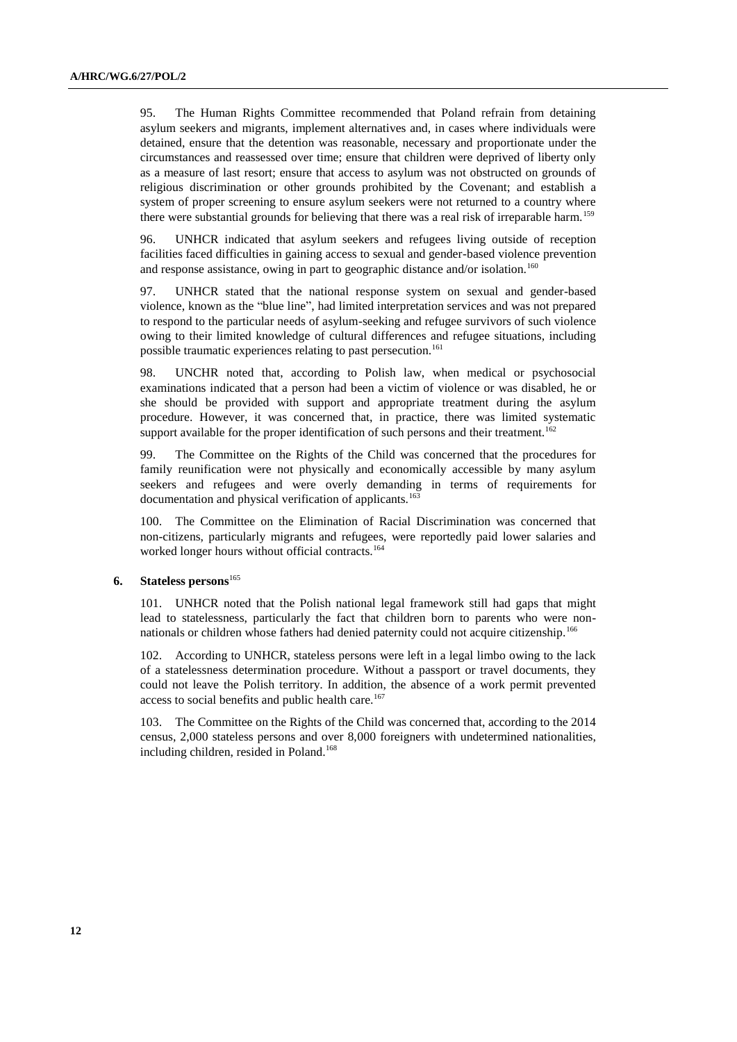95. The Human Rights Committee recommended that Poland refrain from detaining asylum seekers and migrants, implement alternatives and, in cases where individuals were detained, ensure that the detention was reasonable, necessary and proportionate under the circumstances and reassessed over time; ensure that children were deprived of liberty only as a measure of last resort; ensure that access to asylum was not obstructed on grounds of religious discrimination or other grounds prohibited by the Covenant; and establish a system of proper screening to ensure asylum seekers were not returned to a country where there were substantial grounds for believing that there was a real risk of irreparable harm.[159]

96. UNHCR indicated that asylum seekers and refugees living outside of reception facilities faced difficulties in gaining access to sexual and gender-based violence prevention and response assistance, owing in part to geographic distance and/or isolation.[160]

97. UNHCR stated that the national response system on sexual and gender-based violence, known as the "blue line", had limited interpretation services and was not prepared to respond to the particular needs of asylum-seeking and refugee survivors of such violence owing to their limited knowledge of cultural differences and refugee situations, including possible traumatic experiences relating to past persecution.[161]

98. UNCHR noted that, according to Polish law, when medical or psychosocial examinations indicated that a person had been a victim of violence or was disabled, he or she should be provided with support and appropriate treatment during the asylum procedure. However, it was concerned that, in practice, there was limited systematic support available for the proper identification of such persons and their treatment.[162]

99. The Committee on the Rights of the Child was concerned that the procedures for family reunification were not physically and economically accessible by many asylum seekers and refugees and were overly demanding in terms of requirements for documentation and physical verification of applicants.[163]

100. The Committee on the Elimination of Racial Discrimination was concerned that non-citizens, particularly migrants and refugees, were reportedly paid lower salaries and worked longer hours without official contracts.[164]

### 6. Stateless persons[165]

101. UNHCR noted that the Polish national legal framework still had gaps that might lead to statelessness, particularly the fact that children born to parents who were non-nationals or children whose fathers had denied paternity could not acquire citizenship.[166]

102. According to UNHCR, stateless persons were left in a legal limbo owing to the lack of a statelessness determination procedure. Without a passport or travel documents, they could not leave the Polish territory. In addition, the absence of a work permit prevented access to social benefits and public health care.[167]

103. The Committee on the Rights of the Child was concerned that, according to the 2014 census, 2,000 stateless persons and over 8,000 foreigners with undetermined nationalities, including children, resided in Poland.[168]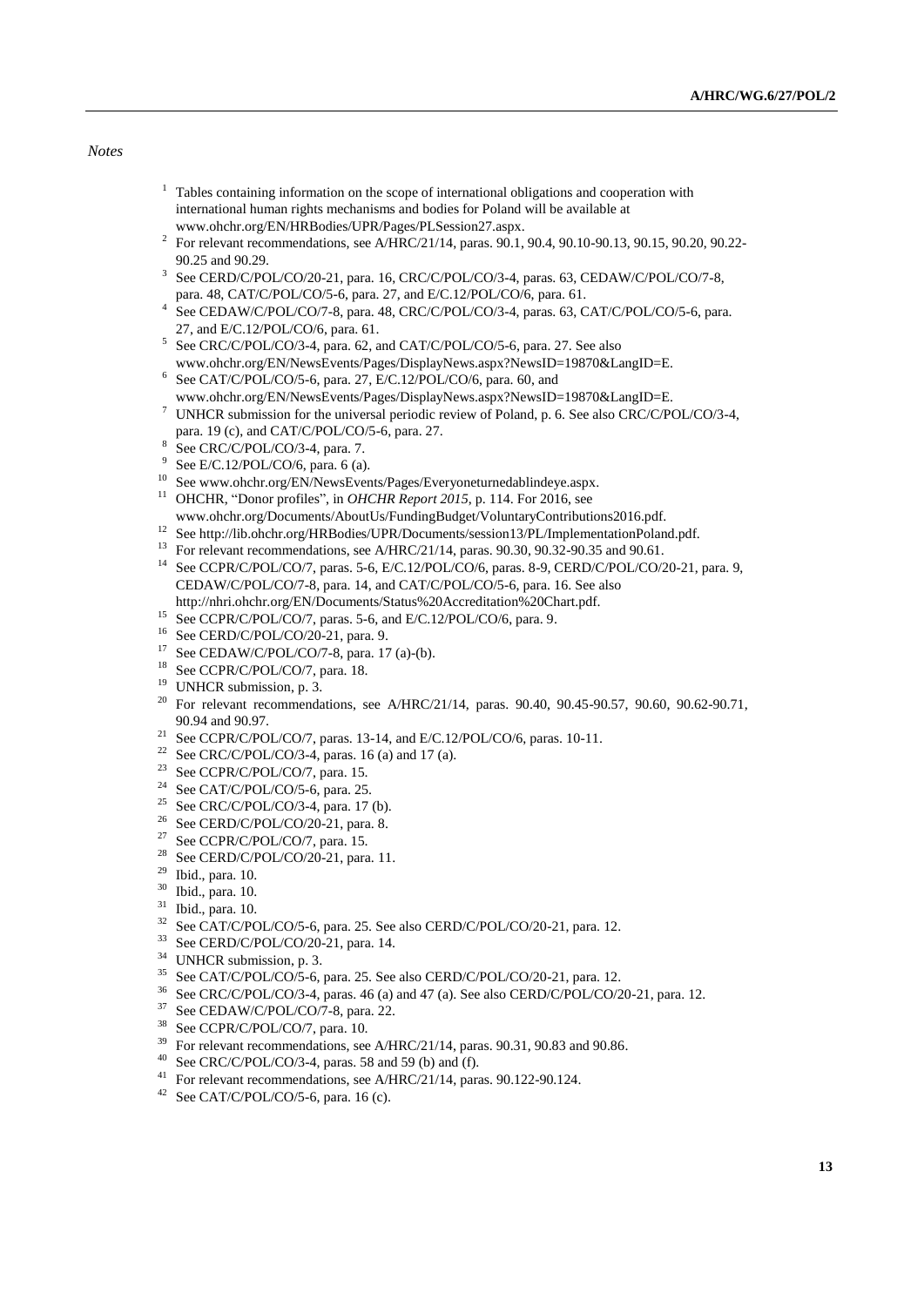*Notes*

[1] Tables containing information on the scope of international obligations and cooperation with international human rights mechanisms and bodies for Poland will be available at www.ohchr.org/EN/HRBodies/UPR/Pages/PLSession27.aspx.

[2] For relevant recommendations, see A/HRC/21/14, paras. 90.1, 90.4, 90.10-90.13, 90.15, 90.20, 90.22-90.25 and 90.29.

[3] See CERD/C/POL/CO/20-21, para. 16, CRC/C/POL/CO/3-4, paras. 63, CEDAW/C/POL/CO/7-8, para. 48, CAT/C/POL/CO/5-6, para. 27, and E/C.12/POL/CO/6, para. 61.

[4] See CEDAW/C/POL/CO/7-8, para. 48, CRC/C/POL/CO/3-4, paras. 63, CAT/C/POL/CO/5-6, para. 27, and E/C.12/POL/CO/6, para. 61.

[5] See CRC/C/POL/CO/3-4, para. 62, and CAT/C/POL/CO/5-6, para. 27. See also www.ohchr.org/EN/NewsEvents/Pages/DisplayNews.aspx?NewsID=19870&LangID=E.

[6] See CAT/C/POL/CO/5-6, para. 27, E/C.12/POL/CO/6, para. 60, and www.ohchr.org/EN/NewsEvents/Pages/DisplayNews.aspx?NewsID=19870&LangID=E.

[7] UNHCR submission for the universal periodic review of Poland, p. 6. See also CRC/C/POL/CO/3-4, para. 19 (c), and CAT/C/POL/CO/5-6, para. 27.

[8] See CRC/C/POL/CO/3-4, para. 7.

[9] See E/C.12/POL/CO/6, para. 6 (a).

[10] See www.ohchr.org/EN/NewsEvents/Pages/Everyoneturnedablindeye.aspx.

[11] OHCHR, "Donor profiles", in *OHCHR Report 2015*, p. 114. For 2016, see www.ohchr.org/Documents/AboutUs/FundingBudget/VoluntaryContributions2016.pdf.

[12] See http://lib.ohchr.org/HRBodies/UPR/Documents/session13/PL/ImplementationPoland.pdf.

[13] For relevant recommendations, see A/HRC/21/14, paras. 90.30, 90.32-90.35 and 90.61.

[14] See CCPR/C/POL/CO/7, paras. 5-6, E/C.12/POL/CO/6, paras. 8-9, CERD/C/POL/CO/20-21, para. 9, CEDAW/C/POL/CO/7-8, para. 14, and CAT/C/POL/CO/5-6, para. 16. See also http://nhri.ohchr.org/EN/Documents/Status%20Accreditation%20Chart.pdf.

[15] See CCPR/C/POL/CO/7, paras. 5-6, and E/C.12/POL/CO/6, para. 9.

[16] See CERD/C/POL/CO/20-21, para. 9.

[17] See CEDAW/C/POL/CO/7-8, para. 17 (a)-(b).

[18] See CCPR/C/POL/CO/7, para. 18.

[19] UNHCR submission, p. 3.

[20] For relevant recommendations, see A/HRC/21/14, paras. 90.40, 90.45-90.57, 90.60, 90.62-90.71, 90.94 and 90.97.

[21] See CCPR/C/POL/CO/7, paras. 13-14, and E/C.12/POL/CO/6, paras. 10-11.

[22] See CRC/C/POL/CO/3-4, paras. 16 (a) and 17 (a).

[23] See CCPR/C/POL/CO/7, para. 15.

[24] See CAT/C/POL/CO/5-6, para. 25.

[25] See CRC/C/POL/CO/3-4, para. 17 (b).

[26] See CERD/C/POL/CO/20-21, para. 8.

[27] See CCPR/C/POL/CO/7, para. 15.

[28] See CERD/C/POL/CO/20-21, para. 11.

[29] Ibid., para. 10.

[30] Ibid., para. 10.

[31] Ibid., para. 10.

[32] See CAT/C/POL/CO/5-6, para. 25. See also CERD/C/POL/CO/20-21, para. 12.

[33] See CERD/C/POL/CO/20-21, para. 14.

[34] UNHCR submission, p. 3.

[35] See CAT/C/POL/CO/5-6, para. 25. See also CERD/C/POL/CO/20-21, para. 12.

[36] See CRC/C/POL/CO/3-4, paras. 46 (a) and 47 (a). See also CERD/C/POL/CO/20-21, para. 12.

[37] See CEDAW/C/POL/CO/7-8, para. 22.

[38] See CCPR/C/POL/CO/7, para. 10.

[39] For relevant recommendations, see A/HRC/21/14, paras. 90.31, 90.83 and 90.86.

[40] See CRC/C/POL/CO/3-4, paras. 58 and 59 (b) and (f).

[41] For relevant recommendations, see A/HRC/21/14, paras. 90.122-90.124.

[42] See CAT/C/POL/CO/5-6, para. 16 (c).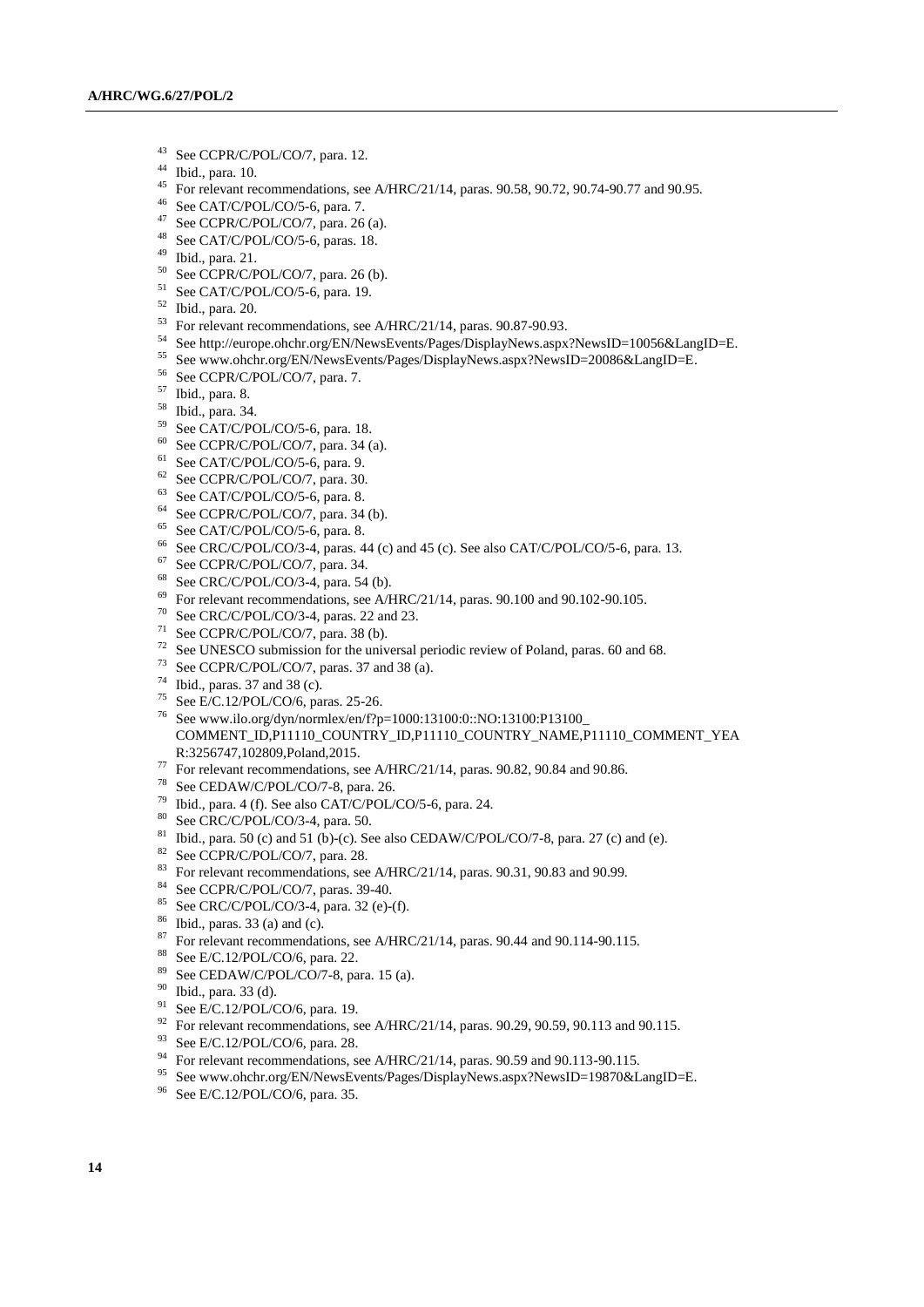[43] See CCPR/C/POL/CO/7, para. 12.

[44] Ibid., para. 10.

[45] For relevant recommendations, see A/HRC/21/14, paras. 90.58, 90.72, 90.74-90.77 and 90.95.

[46] See CAT/C/POL/CO/5-6, para. 7.

[47] See CCPR/C/POL/CO/7, para. 26 (a).

[48] See CAT/C/POL/CO/5-6, paras. 18.

[49] Ibid., para. 21.

[50] See CCPR/C/POL/CO/7, para. 26 (b).

[51] See CAT/C/POL/CO/5-6, para. 19.

[52] Ibid., para. 20.

[53] For relevant recommendations, see A/HRC/21/14, paras. 90.87-90.93.

[54] See http://europe.ohchr.org/EN/NewsEvents/Pages/DisplayNews.aspx?NewsID=10056&LangID=E.

[55] See www.ohchr.org/EN/NewsEvents/Pages/DisplayNews.aspx?NewsID=20086&LangID=E.

[56] See CCPR/C/POL/CO/7, para. 7.

[57] Ibid., para. 8.

[58] Ibid., para. 34.

[59] See CAT/C/POL/CO/5-6, para. 18.

[60] See CCPR/C/POL/CO/7, para. 34 (a).

[61] See CAT/C/POL/CO/5-6, para. 9.

[62] See CCPR/C/POL/CO/7, para. 30.

[63] See CAT/C/POL/CO/5-6, para. 8.

[64] See CCPR/C/POL/CO/7, para. 34 (b).

[65] See CAT/C/POL/CO/5-6, para. 8.

[66] See CRC/C/POL/CO/3-4, paras. 44 (c) and 45 (c). See also CAT/C/POL/CO/5-6, para. 13.

[67] See CCPR/C/POL/CO/7, para. 34.

[68] See CRC/C/POL/CO/3-4, para. 54 (b).

[69] For relevant recommendations, see A/HRC/21/14, paras. 90.100 and 90.102-90.105.

[70] See CRC/C/POL/CO/3-4, paras. 22 and 23.

[71] See CCPR/C/POL/CO/7, para. 38 (b).

[72] See UNESCO submission for the universal periodic review of Poland, paras. 60 and 68.

[73] See CCPR/C/POL/CO/7, paras. 37 and 38 (a).

[74] Ibid., paras. 37 and 38 (c).

[75] See E/C.12/POL/CO/6, paras. 25-26.

[76] See www.ilo.org/dyn/normlex/en/f?p=1000:13100:0::NO:13100:P13100_COMMENT_ID,P11110_COUNTRY_ID,P11110_COUNTRY_NAME,P11110_COMMENT_YEAR:3256747,102809,Poland,2015.

[77] For relevant recommendations, see A/HRC/21/14, paras. 90.82, 90.84 and 90.86.

[78] See CEDAW/C/POL/CO/7-8, para. 26.

[79] Ibid., para. 4 (f). See also CAT/C/POL/CO/5-6, para. 24.

[80] See CRC/C/POL/CO/3-4, para. 50.

[81] Ibid., para. 50 (c) and 51 (b)-(c). See also CEDAW/C/POL/CO/7-8, para. 27 (c) and (e).

[82] See CCPR/C/POL/CO/7, para. 28.

[83] For relevant recommendations, see A/HRC/21/14, paras. 90.31, 90.83 and 90.99.

[84] See CCPR/C/POL/CO/7, paras. 39-40.

[85] See CRC/C/POL/CO/3-4, para. 32 (e)-(f).

[86] Ibid., paras. 33 (a) and (c).

[87] For relevant recommendations, see A/HRC/21/14, paras. 90.44 and 90.114-90.115.

[88] See E/C.12/POL/CO/6, para. 22.

[89] See CEDAW/C/POL/CO/7-8, para. 15 (a).

[90] Ibid., para. 33 (d).

[91] See E/C.12/POL/CO/6, para. 19.

[92] For relevant recommendations, see A/HRC/21/14, paras. 90.29, 90.59, 90.113 and 90.115.

[93] See E/C.12/POL/CO/6, para. 28.

[94] For relevant recommendations, see A/HRC/21/14, paras. 90.59 and 90.113-90.115.

[95] See www.ohchr.org/EN/NewsEvents/Pages/DisplayNews.aspx?NewsID=19870&LangID=E.

[96] See E/C.12/POL/CO/6, para. 35.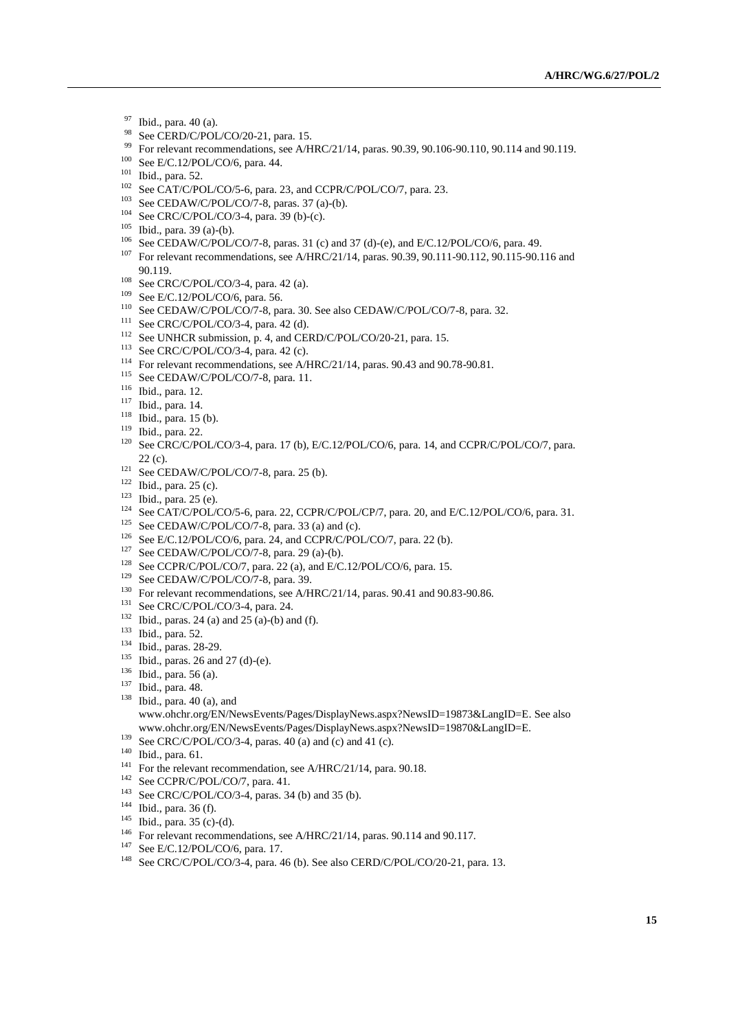[97] Ibid., para. 40 (a).

[98] See CERD/C/POL/CO/20-21, para. 15.

[99] For relevant recommendations, see A/HRC/21/14, paras. 90.39, 90.106-90.110, 90.114 and 90.119.

[100] See E/C.12/POL/CO/6, para. 44.

[101] Ibid., para. 52.

[102] See CAT/C/POL/CO/5-6, para. 23, and CCPR/C/POL/CO/7, para. 23.

[103] See CEDAW/C/POL/CO/7-8, paras. 37 (a)-(b).

[104] See CRC/C/POL/CO/3-4, para. 39 (b)-(c).

[105] Ibid., para. 39 (a)-(b).

[106] See CEDAW/C/POL/CO/7-8, paras. 31 (c) and 37 (d)-(e), and E/C.12/POL/CO/6, para. 49.

[107] For relevant recommendations, see A/HRC/21/14, paras. 90.39, 90.111-90.112, 90.115-90.116 and 90.119.

[108] See CRC/C/POL/CO/3-4, para. 42 (a).

[109] See E/C.12/POL/CO/6, para. 56.

[110] See CEDAW/C/POL/CO/7-8, para. 30. See also CEDAW/C/POL/CO/7-8, para. 32.

[111] See CRC/C/POL/CO/3-4, para. 42 (d).

[112] See UNHCR submission, p. 4, and CERD/C/POL/CO/20-21, para. 15.

[113] See CRC/C/POL/CO/3-4, para. 42 (c).

[114] For relevant recommendations, see A/HRC/21/14, paras. 90.43 and 90.78-90.81.

[115] See CEDAW/C/POL/CO/7-8, para. 11.

[116] Ibid., para. 12.

[117] Ibid., para. 14.

[118] Ibid., para. 15 (b).

[119] Ibid., para. 22.

[120] See CRC/C/POL/CO/3-4, para. 17 (b), E/C.12/POL/CO/6, para. 14, and CCPR/C/POL/CO/7, para. 22 (c).

[121] See CEDAW/C/POL/CO/7-8, para. 25 (b).

[122] Ibid., para. 25 (c).

[123] Ibid., para. 25 (e).

[124] See CAT/C/POL/CO/5-6, para. 22, CCPR/C/POL/CP/7, para. 20, and E/C.12/POL/CO/6, para. 31.

[125] See CEDAW/C/POL/CO/7-8, para. 33 (a) and (c).

[126] See E/C.12/POL/CO/6, para. 24, and CCPR/C/POL/CO/7, para. 22 (b).

[127] See CEDAW/C/POL/CO/7-8, para. 29 (a)-(b).

[128] See CCPR/C/POL/CO/7, para. 22 (a), and E/C.12/POL/CO/6, para. 15.

[129] See CEDAW/C/POL/CO/7-8, para. 39.

[130] For relevant recommendations, see A/HRC/21/14, paras. 90.41 and 90.83-90.86.

[131] See CRC/C/POL/CO/3-4, para. 24.

[132] Ibid., paras. 24 (a) and 25 (a)-(b) and (f).

[133] Ibid., para. 52.

[134] Ibid., paras. 28-29.

[135] Ibid., paras. 26 and 27 (d)-(e).

[136] Ibid., para. 56 (a).

[137] Ibid., para. 48.

[138] Ibid., para. 40 (a), and www.ohchr.org/EN/NewsEvents/Pages/DisplayNews.aspx?NewsID=19873&LangID=E. See also www.ohchr.org/EN/NewsEvents/Pages/DisplayNews.aspx?NewsID=19870&LangID=E.

[139] See CRC/C/POL/CO/3-4, paras. 40 (a) and (c) and 41 (c).

[140] Ibid., para. 61.

[141] For the relevant recommendation, see A/HRC/21/14, para. 90.18.

[142] See CCPR/C/POL/CO/7, para. 41.

[143] See CRC/C/POL/CO/3-4, paras. 34 (b) and 35 (b).

[144] Ibid., para. 36 (f).

[145] Ibid., para. 35 (c)-(d).

[146] For relevant recommendations, see A/HRC/21/14, paras. 90.114 and 90.117.

[147] See E/C.12/POL/CO/6, para. 17.

[148] See CRC/C/POL/CO/3-4, para. 46 (b). See also CERD/C/POL/CO/20-21, para. 13.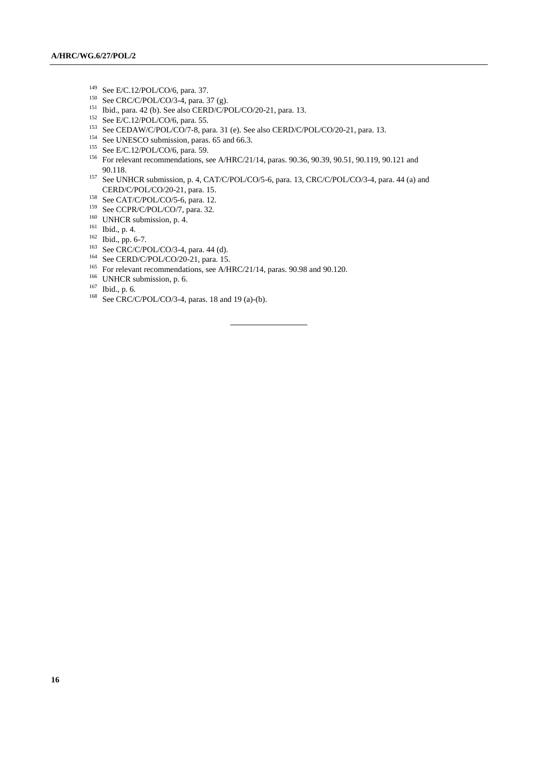[149] See E/C.12/POL/CO/6, para. 37.

[150] See CRC/C/POL/CO/3-4, para. 37 (g).

[151] Ibid., para. 42 (b). See also CERD/C/POL/CO/20-21, para. 13.

[152] See E/C.12/POL/CO/6, para. 55.

[153] See CEDAW/C/POL/CO/7-8, para. 31 (e). See also CERD/C/POL/CO/20-21, para. 13.

[154] See UNESCO submission, paras. 65 and 66.3.

[155] See E/C.12/POL/CO/6, para. 59.

[156] For relevant recommendations, see A/HRC/21/14, paras. 90.36, 90.39, 90.51, 90.119, 90.121 and 90.118.

[157] See UNHCR submission, p. 4, CAT/C/POL/CO/5-6, para. 13, CRC/C/POL/CO/3-4, para. 44 (a) and CERD/C/POL/CO/20-21, para. 15.

[158] See CAT/C/POL/CO/5-6, para. 12.

[159] See CCPR/C/POL/CO/7, para. 32.

[160] UNHCR submission, p. 4.

[161] Ibid., p. 4.

[162] Ibid., pp. 6-7.

[163] See CRC/C/POL/CO/3-4, para. 44 (d).

[164] See CERD/C/POL/CO/20-21, para. 15.

[165] For relevant recommendations, see A/HRC/21/14, paras. 90.98 and 90.120.

[166] UNHCR submission, p. 6.

[167] Ibid., p. 6.

[168] See CRC/C/POL/CO/3-4, paras. 18 and 19 (a)-(b).